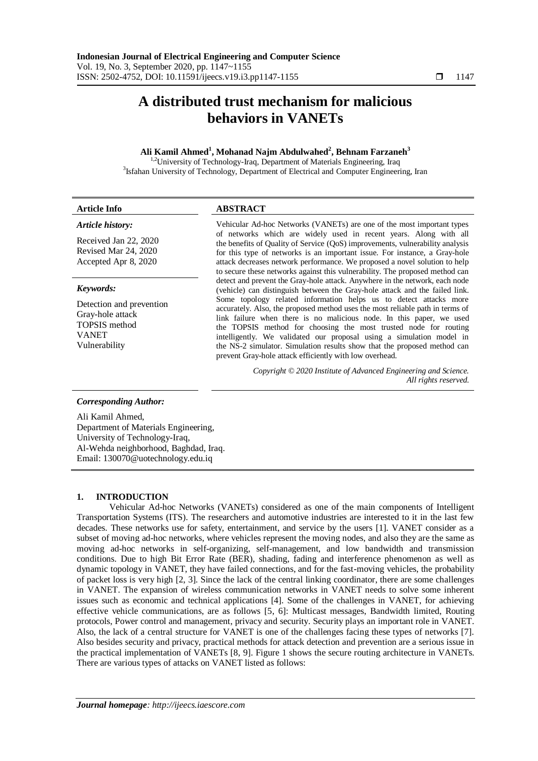# A distributed trust mechanism for malicious behaviors in VANETs

**Ali Kamil Ahmed[1], Mohanad Najm Abdulwahed[2], Behnam Farzaneh[3]**

[1,2]University of Technology-Iraq, Department of Materials Engineering, Iraq
[3]Isfahan University of Technology, Department of Electrical and Computer Engineering, Iran

| **Article Info** | **ABSTRACT** |
|---|---|
| ***Article history:***<br><br>Received Jan 22, 2020<br>Revised Mar 24, 2020<br>Accepted Apr 8, 2020<br><br>***Keywords:***<br><br>Detection and prevention<br>Gray-hole attack<br>TOPSIS method<br>VANET<br>Vulnerability | Vehicular Ad-hoc Networks (VANETs) are one of the most important types of networks which are widely used in recent years. Along with all the benefits of Quality of Service (QoS) improvements, vulnerability analysis for this type of networks is an important issue. For instance, a Gray-hole attack decreases network performance. We proposed a novel solution to help to secure these networks against this vulnerability. The proposed method can detect and prevent the Gray-hole attack. Anywhere in the network, each node (vehicle) can distinguish between the Gray-hole attack and the failed link. Some topology related information helps us to detect attacks more accurately. Also, the proposed method uses the most reliable path in terms of link failure when there is no malicious node. In this paper, we used the TOPSIS method for choosing the most trusted node for routing intelligently. We validated our proposal using a simulation model in the NS-2 simulator. Simulation results show that the proposed method can prevent Gray-hole attack efficiently with low overhead.<br><br>*Copyright © 2020 Institute of Advanced Engineering and Science. All rights reserved.* |

***Corresponding Author:***

Ali Kamil Ahmed,
Department of Materials Engineering,
University of Technology-Iraq,
Al-Wehda neighborhood, Baghdad, Iraq.
Email: 130070@uotechnology.edu.iq

## 1. INTRODUCTION

Vehicular Ad-hoc Networks (VANETs) considered as one of the main components of Intelligent Transportation Systems (ITS). The researchers and automotive industries are interested to it in the last few decades. These networks use for safety, entertainment, and service by the users [1]. VANET consider as a subset of moving ad-hoc networks, where vehicles represent the moving nodes, and also they are the same as moving ad-hoc networks in self-organizing, self-management, and low bandwidth and transmission conditions. Due to high Bit Error Rate (BER), shading, fading and interference phenomenon as well as dynamic topology in VANET, they have failed connections, and for the fast-moving vehicles, the probability of packet loss is very high [2, 3]. Since the lack of the central linking coordinator, there are some challenges in VANET. The expansion of wireless communication networks in VANET needs to solve some inherent issues such as economic and technical applications [4]. Some of the challenges in VANET, for achieving effective vehicle communications, are as follows [5, 6]: Multicast messages, Bandwidth limited, Routing protocols, Power control and management, privacy and security. Security plays an important role in VANET. Also, the lack of a central structure for VANET is one of the challenges facing these types of networks [7]. Also besides security and privacy, practical methods for attack detection and prevention are a serious issue in the practical implementation of VANETs [8, 9]. Figure 1 shows the secure routing architecture in VANETs. There are various types of attacks on VANET listed as follows: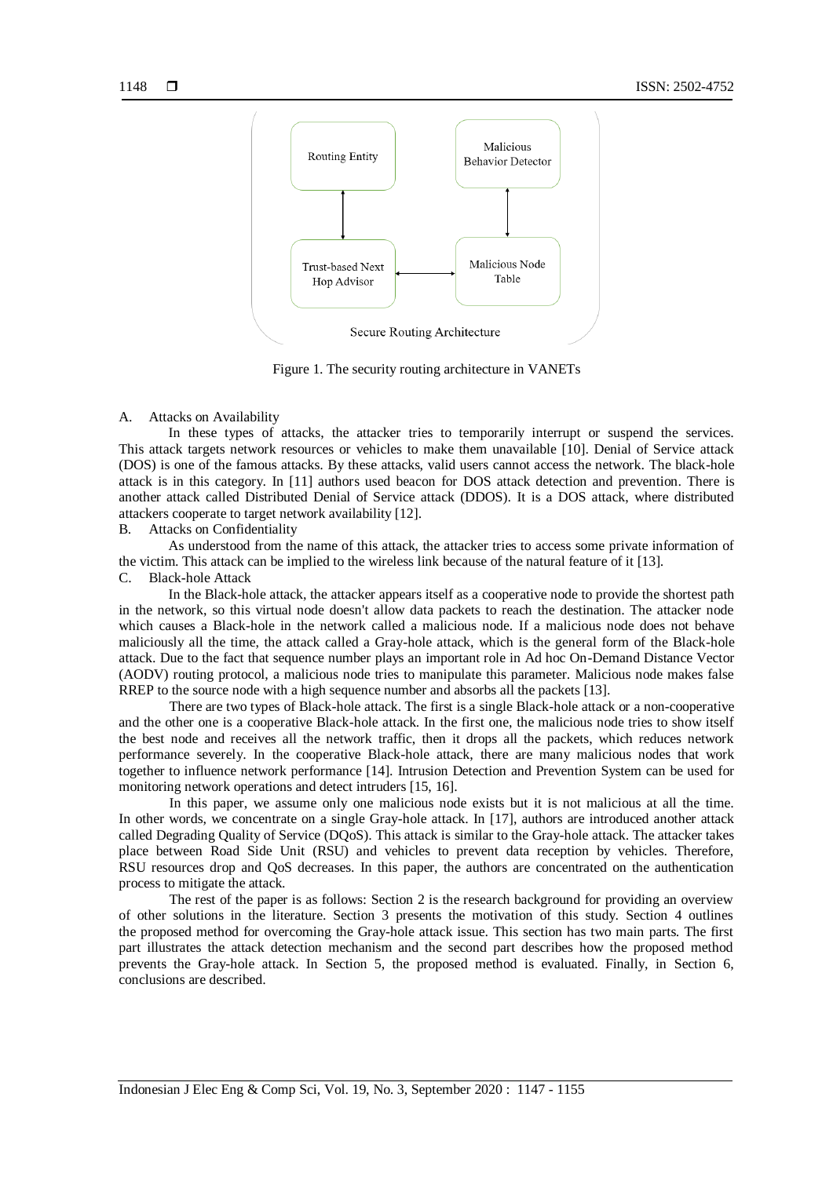Routing Entity

Malicious Behavior Detector

Trust-based Next Hop Advisor

Malicious Node Table

Secure Routing Architecture

Figure 1. The security routing architecture in VANETs

A. Attacks on Availability

In these types of attacks, the attacker tries to temporarily interrupt or suspend the services. This attack targets network resources or vehicles to make them unavailable [10]. Denial of Service attack (DOS) is one of the famous attacks. By these attacks, valid users cannot access the network. The black-hole attack is in this category. In [11] authors used beacon for DOS attack detection and prevention. There is another attack called Distributed Denial of Service attack (DDOS). It is a DOS attack, where distributed attackers cooperate to target network availability [12].

B. Attacks on Confidentiality

As understood from the name of this attack, the attacker tries to access some private information of the victim. This attack can be implied to the wireless link because of the natural feature of it [13].

C. Black-hole Attack

In the Black-hole attack, the attacker appears itself as a cooperative node to provide the shortest path in the network, so this virtual node doesn't allow data packets to reach the destination. The attacker node which causes a Black-hole in the network called a malicious node. If a malicious node does not behave maliciously all the time, the attack called a Gray-hole attack, which is the general form of the Black-hole attack. Due to the fact that sequence number plays an important role in Ad hoc On-Demand Distance Vector (AODV) routing protocol, a malicious node tries to manipulate this parameter. Malicious node makes false RREP to the source node with a high sequence number and absorbs all the packets [13].

There are two types of Black-hole attack. The first is a single Black-hole attack or a non-cooperative and the other one is a cooperative Black-hole attack. In the first one, the malicious node tries to show itself the best node and receives all the network traffic, then it drops all the packets, which reduces network performance severely. In the cooperative Black-hole attack, there are many malicious nodes that work together to influence network performance [14]. Intrusion Detection and Prevention System can be used for monitoring network operations and detect intruders [15, 16].

In this paper, we assume only one malicious node exists but it is not malicious at all the time. In other words, we concentrate on a single Gray-hole attack. In [17], authors are introduced another attack called Degrading Quality of Service (DQoS). This attack is similar to the Gray-hole attack. The attacker takes place between Road Side Unit (RSU) and vehicles to prevent data reception by vehicles. Therefore, RSU resources drop and QoS decreases. In this paper, the authors are concentrated on the authentication process to mitigate the attack.

The rest of the paper is as follows: Section 2 is the research background for providing an overview of other solutions in the literature. Section 3 presents the motivation of this study. Section 4 outlines the proposed method for overcoming the Gray-hole attack issue. This section has two main parts. The first part illustrates the attack detection mechanism and the second part describes how the proposed method prevents the Gray-hole attack. In Section 5, the proposed method is evaluated. Finally, in Section 6, conclusions are described.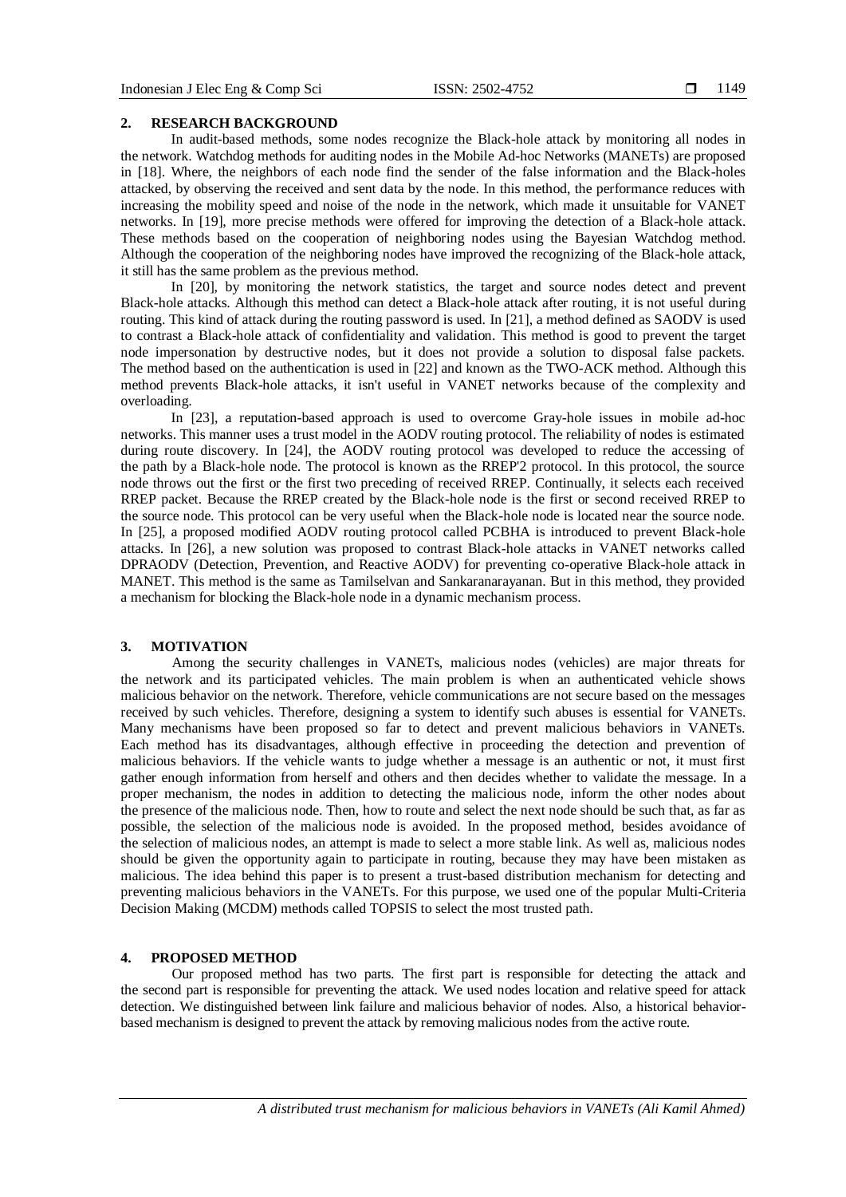## 2. RESEARCH BACKGROUND

In audit-based methods, some nodes recognize the Black-hole attack by monitoring all nodes in the network. Watchdog methods for auditing nodes in the Mobile Ad-hoc Networks (MANETs) are proposed in [18]. Where, the neighbors of each node find the sender of the false information and the Black-holes attacked, by observing the received and sent data by the node. In this method, the performance reduces with increasing the mobility speed and noise of the node in the network, which made it unsuitable for VANET networks. In [19], more precise methods were offered for improving the detection of a Black-hole attack. These methods based on the cooperation of neighboring nodes using the Bayesian Watchdog method. Although the cooperation of the neighboring nodes have improved the recognizing of the Black-hole attack, it still has the same problem as the previous method.

In [20], by monitoring the network statistics, the target and source nodes detect and prevent Black-hole attacks. Although this method can detect a Black-hole attack after routing, it is not useful during routing. This kind of attack during the routing password is used. In [21], a method defined as SAODV is used to contrast a Black-hole attack of confidentiality and validation. This method is good to prevent the target node impersonation by destructive nodes, but it does not provide a solution to disposal false packets. The method based on the authentication is used in [22] and known as the TWO-ACK method. Although this method prevents Black-hole attacks, it isn't useful in VANET networks because of the complexity and overloading.

In [23], a reputation-based approach is used to overcome Gray-hole issues in mobile ad-hoc networks. This manner uses a trust model in the AODV routing protocol. The reliability of nodes is estimated during route discovery. In [24], the AODV routing protocol was developed to reduce the accessing of the path by a Black-hole node. The protocol is known as the RREP'2 protocol. In this protocol, the source node throws out the first or the first two preceding of received RREP. Continually, it selects each received RREP packet. Because the RREP created by the Black-hole node is the first or second received RREP to the source node. This protocol can be very useful when the Black-hole node is located near the source node. In [25], a proposed modified AODV routing protocol called PCBHA is introduced to prevent Black-hole attacks. In [26], a new solution was proposed to contrast Black-hole attacks in VANET networks called DPRAODV (Detection, Prevention, and Reactive AODV) for preventing co-operative Black-hole attack in MANET. This method is the same as Tamilselvan and Sankaranarayanan. But in this method, they provided a mechanism for blocking the Black-hole node in a dynamic mechanism process.

## 3. MOTIVATION

Among the security challenges in VANETs, malicious nodes (vehicles) are major threats for the network and its participated vehicles. The main problem is when an authenticated vehicle shows malicious behavior on the network. Therefore, vehicle communications are not secure based on the messages received by such vehicles. Therefore, designing a system to identify such abuses is essential for VANETs. Many mechanisms have been proposed so far to detect and prevent malicious behaviors in VANETs. Each method has its disadvantages, although effective in proceeding the detection and prevention of malicious behaviors. If the vehicle wants to judge whether a message is an authentic or not, it must first gather enough information from herself and others and then decides whether to validate the message. In a proper mechanism, the nodes in addition to detecting the malicious node, inform the other nodes about the presence of the malicious node. Then, how to route and select the next node should be such that, as far as possible, the selection of the malicious node is avoided. In the proposed method, besides avoidance of the selection of malicious nodes, an attempt is made to select a more stable link. As well as, malicious nodes should be given the opportunity again to participate in routing, because they may have been mistaken as malicious. The idea behind this paper is to present a trust-based distribution mechanism for detecting and preventing malicious behaviors in the VANETs. For this purpose, we used one of the popular Multi-Criteria Decision Making (MCDM) methods called TOPSIS to select the most trusted path.

## 4. PROPOSED METHOD

Our proposed method has two parts. The first part is responsible for detecting the attack and the second part is responsible for preventing the attack. We used nodes location and relative speed for attack detection. We distinguished between link failure and malicious behavior of nodes. Also, a historical behavior-based mechanism is designed to prevent the attack by removing malicious nodes from the active route.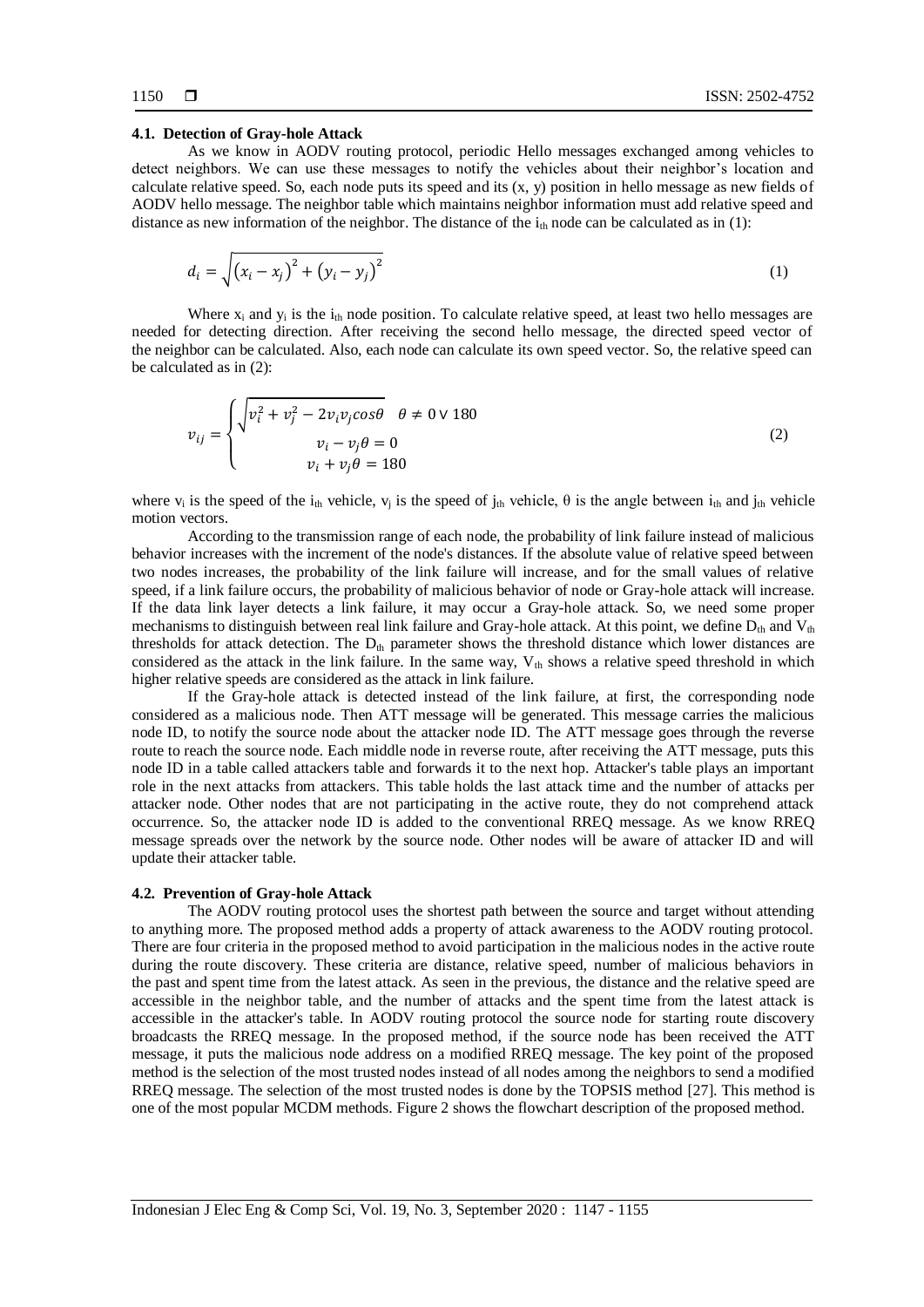### 4.1. Detection of Gray-hole Attack

As we know in AODV routing protocol, periodic Hello messages exchanged among vehicles to detect neighbors. We can use these messages to notify the vehicles about their neighbor's location and calculate relative speed. So, each node puts its speed and its (x, y) position in hello message as new fields of AODV hello message. The neighbor table which maintains neighbor information must add relative speed and distance as new information of the neighbor. The distance of the $i_{th}$ node can be calculated as in (1):

$$d_i = \sqrt{\left(x_i - x_j\right)^2 + \left(y_i - y_j\right)^2} \tag{1}$$

Where $x_i$ and $y_i$ is the $i_{th}$ node position. To calculate relative speed, at least two hello messages are needed for detecting direction. After receiving the second hello message, the directed speed vector of the neighbor can be calculated. Also, each node can calculate its own speed vector. So, the relative speed can be calculated as in (2):

$$v_{ij} = \begin{cases} \sqrt{v_i^2 + v_j^2 - 2v_i v_j cos\theta} & \theta \neq 0 \vee 180 \\ v_i - v_j \theta = 0 \\ v_i + v_j \theta = 180 \end{cases} \tag{2}$$

where $v_i$ is the speed of the $i_{th}$ vehicle, $v_j$ is the speed of $j_{th}$ vehicle, $\theta$ is the angle between $i_{th}$ and $j_{th}$ vehicle motion vectors.

According to the transmission range of each node, the probability of link failure instead of malicious behavior increases with the increment of the node's distances. If the absolute value of relative speed between two nodes increases, the probability of the link failure will increase, and for the small values of relative speed, if a link failure occurs, the probability of malicious behavior of node or Gray-hole attack will increase. If the data link layer detects a link failure, it may occur a Gray-hole attack. So, we need some proper mechanisms to distinguish between real link failure and Gray-hole attack. At this point, we define $D_{th}$ and $V_{th}$ thresholds for attack detection. The $D_{th}$ parameter shows the threshold distance which lower distances are considered as the attack in the link failure. In the same way, $V_{th}$ shows a relative speed threshold in which higher relative speeds are considered as the attack in link failure.

If the Gray-hole attack is detected instead of the link failure, at first, the corresponding node considered as a malicious node. Then ATT message will be generated. This message carries the malicious node ID, to notify the source node about the attacker node ID. The ATT message goes through the reverse route to reach the source node. Each middle node in reverse route, after receiving the ATT message, puts this node ID in a table called attackers table and forwards it to the next hop. Attacker's table plays an important role in the next attacks from attackers. This table holds the last attack time and the number of attacks per attacker node. Other nodes that are not participating in the active route, they do not comprehend attack occurrence. So, the attacker node ID is added to the conventional RREQ message. As we know RREQ message spreads over the network by the source node. Other nodes will be aware of attacker ID and will update their attacker table.

### 4.2. Prevention of Gray-hole Attack

The AODV routing protocol uses the shortest path between the source and target without attending to anything more. The proposed method adds a property of attack awareness to the AODV routing protocol. There are four criteria in the proposed method to avoid participation in the malicious nodes in the active route during the route discovery. These criteria are distance, relative speed, number of malicious behaviors in the past and spent time from the latest attack. As seen in the previous, the distance and the relative speed are accessible in the neighbor table, and the number of attacks and the spent time from the latest attack is accessible in the attacker's table. In AODV routing protocol the source node for starting route discovery broadcasts the RREQ message. In the proposed method, if the source node has been received the ATT message, it puts the malicious node address on a modified RREQ message. The key point of the proposed method is the selection of the most trusted nodes instead of all nodes among the neighbors to send a modified RREQ message. The selection of the most trusted nodes is done by the TOPSIS method [27]. This method is one of the most popular MCDM methods. Figure 2 shows the flowchart description of the proposed method.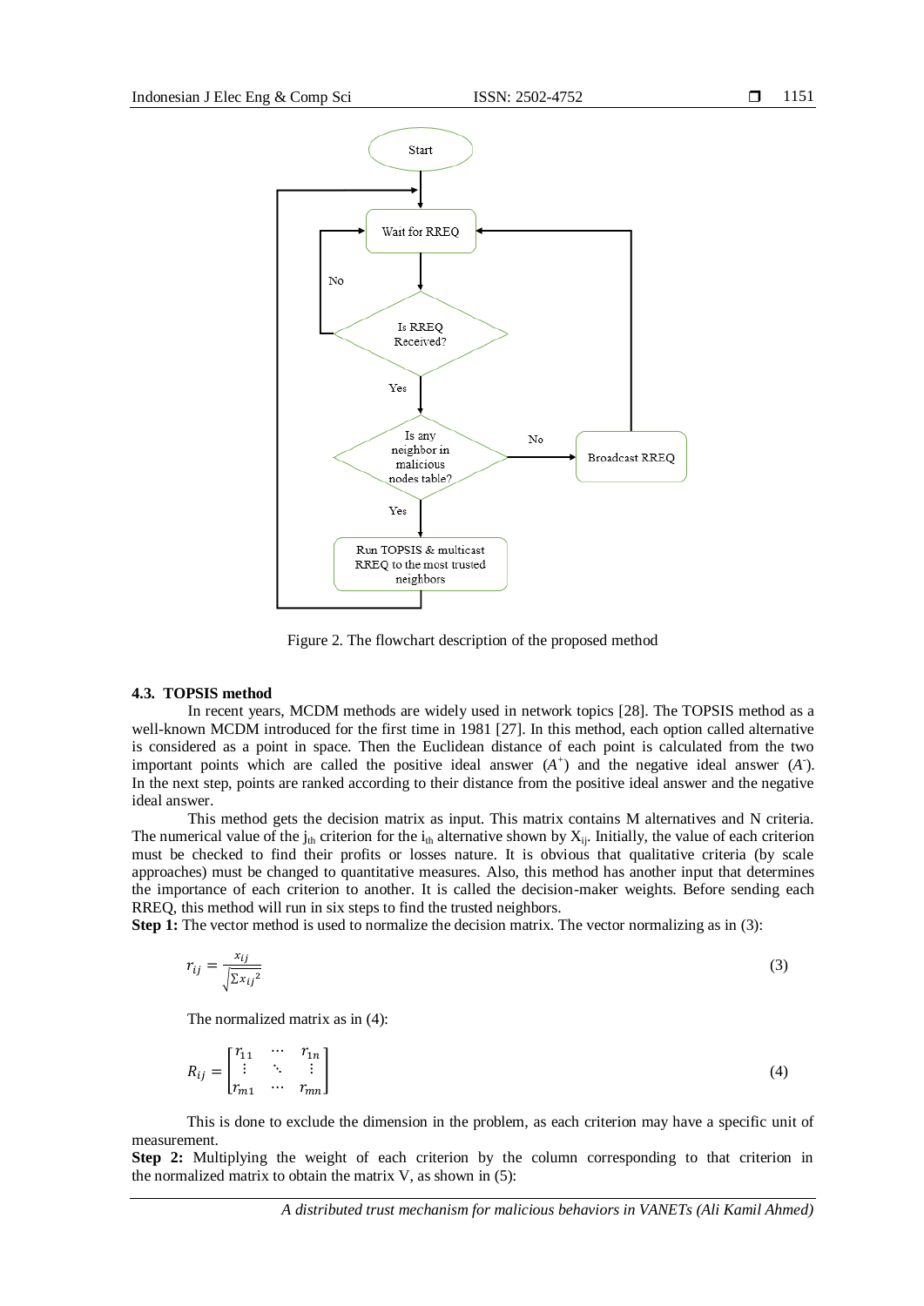Figure 2. The flowchart description of the proposed method

### 4.3. TOPSIS method

In recent years, MCDM methods are widely used in network topics [28]. The TOPSIS method as a well-known MCDM introduced for the first time in 1981 [27]. In this method, each option called alternative is considered as a point in space. Then the Euclidean distance of each point is calculated from the two important points which are called the positive ideal answer ($A^+$) and the negative ideal answer ($A^-$). In the next step, points are ranked according to their distance from the positive ideal answer and the negative ideal answer.

This method gets the decision matrix as input. This matrix contains M alternatives and N criteria. The numerical value of the $j_{th}$ criterion for the $i_{th}$ alternative shown by $X_{ij}$. Initially, the value of each criterion must be checked to find their profits or losses nature. It is obvious that qualitative criteria (by scale approaches) must be changed to quantitative measures. Also, this method has another input that determines the importance of each criterion to another. It is called the decision-maker weights. Before sending each RREQ, this method will run in six steps to find the trusted neighbors.

**Step 1:** The vector method is used to normalize the decision matrix. The vector normalizing as in (3):

$$r_{ij} = \frac{x_{ij}}{\sqrt{\sum x_{ij}^2}} \tag{3}$$

The normalized matrix as in (4):

$$R_{ij} = \begin{bmatrix} r_{11} & \cdots & r_{1n} \\ \vdots & \ddots & \vdots \\ r_{m1} & \cdots & r_{mn} \end{bmatrix} \tag{4}$$

This is done to exclude the dimension in the problem, as each criterion may have a specific unit of measurement.

**Step 2:** Multiplying the weight of each criterion by the column corresponding to that criterion in the normalized matrix to obtain the matrix V, as shown in (5):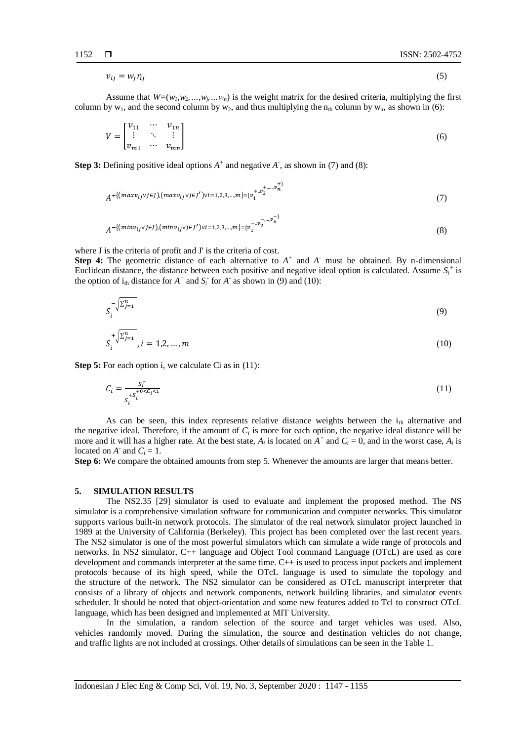$$v_{ij} = w_j r_{ij} \tag{5}$$

Assume that $W=(w_1,w_2,\ldots,w_j,\ldots w_n)$ is the weight matrix for the desired criteria, multiplying the first column by $w_1$, and the second column by $w_2$, and thus multiplying the $n_{th}$ column by $w_n$, as shown in (6):

$$V = \begin{bmatrix} v_{11} & \cdots & v_{1n} \\ \vdots & \ddots & \vdots \\ v_{m1} & \cdots & v_{mn} \end{bmatrix} \tag{6}$$

**Step 3:** Defining positive ideal options $A^+$ and negative $A^-$, as shown in (7) and (8):

$$A^{+\{(max v_{ij} \vee j \in J),(max v_{ij} \vee j \in J')\vee i=1,2,3,\ldots,m\}=\{v_1^{+},v_2^{+},\ldots,v_n^{+}\}} \tag{7}$$

$$A^{-\{(min v_{ij} \vee j \in J),(min v_{ij} \vee j \in J')\vee i=1,2,3,\ldots,m\}=\{v_1^{-},v_2^{-},\ldots,v_n^{-}\}} \tag{8}$$

where J is the criteria of profit and J' is the criteria of cost.

**Step 4:** The geometric distance of each alternative to $A^+$ and $A^-$ must be obtained. By n-dimensional Euclidean distance, the distance between each positive and negative ideal option is calculated. Assume $S_i^+$ is the option of $i_{th}$ distance for $A^+$ and $S_i^-$ for $A^-$ as shown in (9) and (10):

$$S_i^{-\sqrt{\Sigma_{j=1}^{n}}} \tag{9}$$

$$S_i^{+\sqrt{\Sigma_{j=1}^{n}}}, i = 1,2,\ldots,m \tag{10}$$

**Step 5:** For each option i, we calculate Ci as in (11):

$$C_i = \frac{S_i^-}{S_i^{\mp S_i^{+0<C_i<1}}} \tag{11}$$

As can be seen, this index represents relative distance weights between the $i_{th}$ alternative and the negative ideal. Therefore, if the amount of $C_i$ is more for each option, the negative ideal distance will be more and it will has a higher rate. At the best state, $A_i$ is located on $A^+$ and $C_i = 0$, and in the worst case, $A_i$ is located on $A^-$ and $C_i = 1$.

**Step 6:** We compare the obtained amounts from step 5. Whenever the amounts are larger that means better.

## 5. SIMULATION RESULTS

The NS2.35 [29] simulator is used to evaluate and implement the proposed method. The NS simulator is a comprehensive simulation software for communication and computer networks. This simulator supports various built-in network protocols. The simulator of the real network simulator project launched in 1989 at the University of California (Berkeley). This project has been completed over the last recent years. The NS2 simulator is one of the most powerful simulators which can simulate a wide range of protocols and networks. In NS2 simulator, C++ language and Object Tool command Language (OTcL) are used as core development and commands interpreter at the same time. C++ is used to process input packets and implement protocols because of its high speed, while the OTcL language is used to simulate the topology and the structure of the network. The NS2 simulator can be considered as OTcL manuscript interpreter that consists of a library of objects and network components, network building libraries, and simulator events scheduler. It should be noted that object-orientation and some new features added to Tcl to construct OTcL language, which has been designed and implemented at MIT University.

In the simulation, a random selection of the source and target vehicles was used. Also, vehicles randomly moved. During the simulation, the source and destination vehicles do not change, and traffic lights are not included at crossings. Other details of simulations can be seen in the Table 1.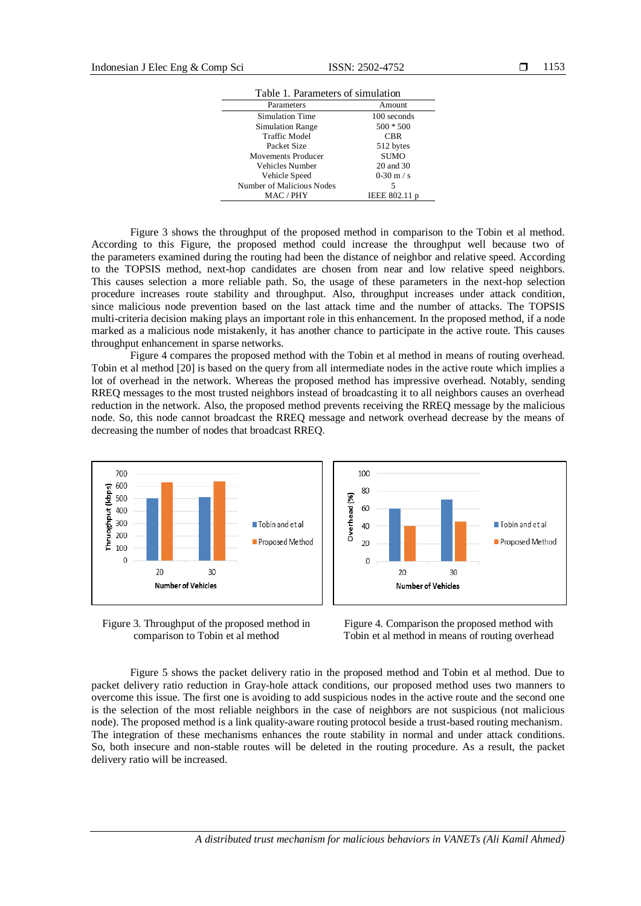Table 1. Parameters of simulation

| Parameters | Amount |
|---|---|
| Simulation Time | 100 seconds |
| Simulation Range | 500 * 500 |
| Traffic Model | CBR |
| Packet Size | 512 bytes |
| Movements Producer | SUMO |
| Vehicles Number | 20 and 30 |
| Vehicle Speed | 0-30 m / s |
| Number of Malicious Nodes | 5 |
| MAC / PHY | IEEE 802.11 p |

Figure 3 shows the throughput of the proposed method in comparison to the Tobin et al method. According to this Figure, the proposed method could increase the throughput well because two of the parameters examined during the routing had been the distance of neighbor and relative speed. According to the TOPSIS method, next-hop candidates are chosen from near and low relative speed neighbors. This causes selection a more reliable path. So, the usage of these parameters in the next-hop selection procedure increases route stability and throughput. Also, throughput increases under attack condition, since malicious node prevention based on the last attack time and the number of attacks. The TOPSIS multi-criteria decision making plays an important role in this enhancement. In the proposed method, if a node marked as a malicious node mistakenly, it has another chance to participate in the active route. This causes throughput enhancement in sparse networks.

Figure 4 compares the proposed method with the Tobin et al method in means of routing overhead. Tobin et al method [20] is based on the query from all intermediate nodes in the active route which implies a lot of overhead in the network. Whereas the proposed method has impressive overhead. Notably, sending RREQ messages to the most trusted neighbors instead of broadcasting it to all neighbors causes an overhead reduction in the network. Also, the proposed method prevents receiving the RREQ message by the malicious node. So, this node cannot broadcast the RREQ message and network overhead decrease by the means of decreasing the number of nodes that broadcast RREQ.

Figure 3. Throughput of the proposed method in comparison to Tobin et al method

Figure 4. Comparison the proposed method with Tobin et al method in means of routing overhead

Figure 5 shows the packet delivery ratio in the proposed method and Tobin et al method. Due to packet delivery ratio reduction in Gray-hole attack conditions, our proposed method uses two manners to overcome this issue. The first one is avoiding to add suspicious nodes in the active route and the second one is the selection of the most reliable neighbors in the case of neighbors are not suspicious (not malicious node). The proposed method is a link quality-aware routing protocol beside a trust-based routing mechanism. The integration of these mechanisms enhances the route stability in normal and under attack conditions. So, both insecure and non-stable routes will be deleted in the routing procedure. As a result, the packet delivery ratio will be increased.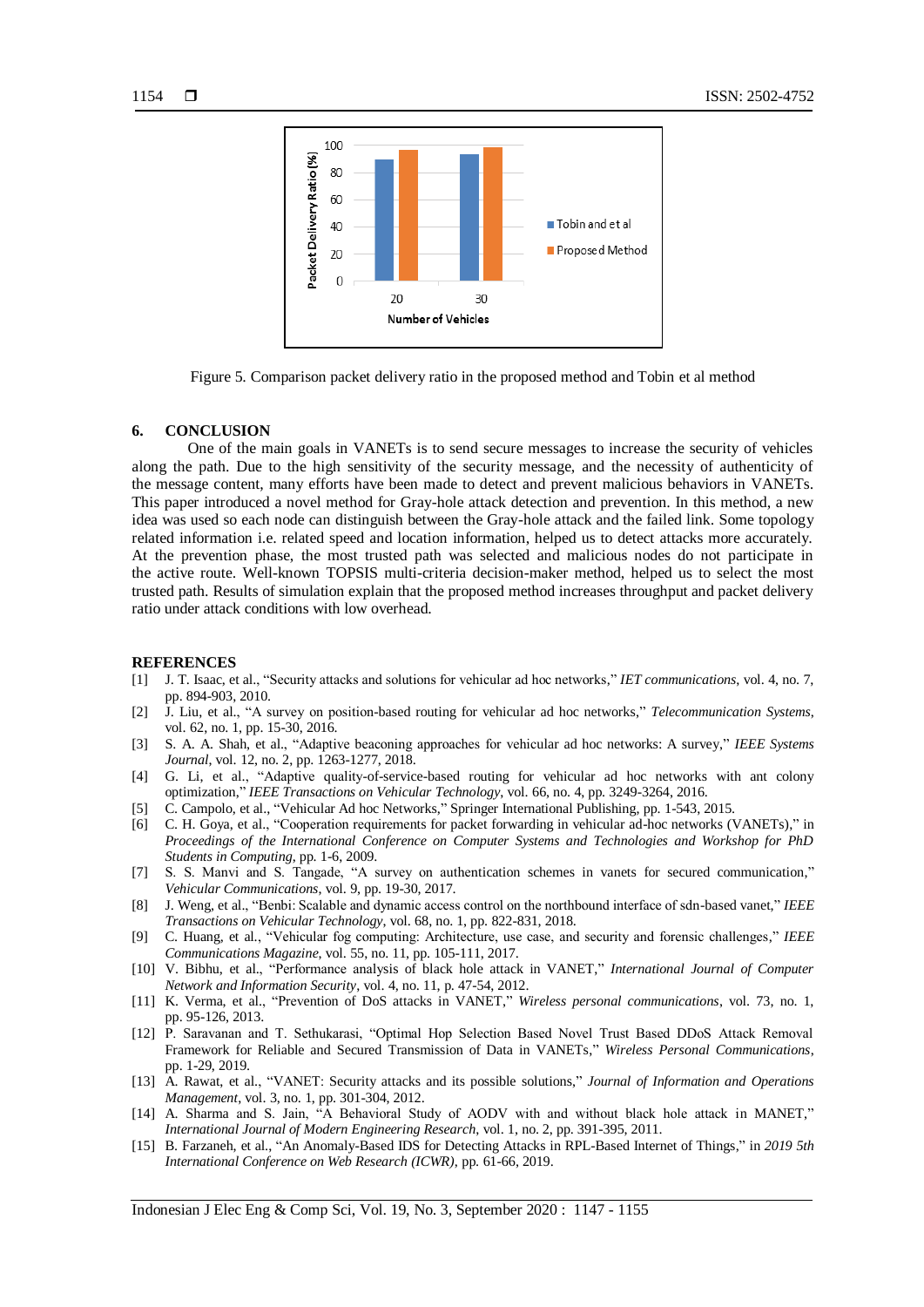Figure 5. Comparison packet delivery ratio in the proposed method and Tobin et al method

## 6. CONCLUSION

One of the main goals in VANETs is to send secure messages to increase the security of vehicles along the path. Due to the high sensitivity of the security message, and the necessity of authenticity of the message content, many efforts have been made to detect and prevent malicious behaviors in VANETs. This paper introduced a novel method for Gray-hole attack detection and prevention. In this method, a new idea was used so each node can distinguish between the Gray-hole attack and the failed link. Some topology related information i.e. related speed and location information, helped us to detect attacks more accurately. At the prevention phase, the most trusted path was selected and malicious nodes do not participate in the active route. Well-known TOPSIS multi-criteria decision-maker method, helped us to select the most trusted path. Results of simulation explain that the proposed method increases throughput and packet delivery ratio under attack conditions with low overhead.

## REFERENCES

[1] J. T. Isaac, et al., "Security attacks and solutions for vehicular ad hoc networks," *IET communications*, vol. 4, no. 7, pp. 894-903, 2010.

[2] J. Liu, et al., "A survey on position-based routing for vehicular ad hoc networks," *Telecommunication Systems*, vol. 62, no. 1, pp. 15-30, 2016.

[3] S. A. A. Shah, et al., "Adaptive beaconing approaches for vehicular ad hoc networks: A survey," *IEEE Systems Journal*, vol. 12, no. 2, pp. 1263-1277, 2018.

[4] G. Li, et al., "Adaptive quality-of-service-based routing for vehicular ad hoc networks with ant colony optimization," *IEEE Transactions on Vehicular Technology*, vol. 66, no. 4, pp. 3249-3264, 2016.

[5] C. Campolo, et al., "Vehicular Ad hoc Networks," Springer International Publishing, pp. 1-543, 2015.

[6] C. H. Goya, et al., "Cooperation requirements for packet forwarding in vehicular ad-hoc networks (VANETs)," in *Proceedings of the International Conference on Computer Systems and Technologies and Workshop for PhD Students in Computing*, pp. 1-6, 2009.

[7] S. S. Manvi and S. Tangade, "A survey on authentication schemes in vanets for secured communication," *Vehicular Communications*, vol. 9, pp. 19-30, 2017.

[8] J. Weng, et al., "Benbi: Scalable and dynamic access control on the northbound interface of sdn-based vanet," *IEEE Transactions on Vehicular Technology*, vol. 68, no. 1, pp. 822-831, 2018.

[9] C. Huang, et al., "Vehicular fog computing: Architecture, use case, and security and forensic challenges," *IEEE Communications Magazine*, vol. 55, no. 11, pp. 105-111, 2017.

[10] V. Bibhu, et al., "Performance analysis of black hole attack in VANET," *International Journal of Computer Network and Information Security*, vol. 4, no. 11, p. 47-54, 2012.

[11] K. Verma, et al., "Prevention of DoS attacks in VANET," *Wireless personal communications*, vol. 73, no. 1, pp. 95-126, 2013.

[12] P. Saravanan and T. Sethukarasi, "Optimal Hop Selection Based Novel Trust Based DDoS Attack Removal Framework for Reliable and Secured Transmission of Data in VANETs," *Wireless Personal Communications*, pp. 1-29, 2019.

[13] A. Rawat, et al., "VANET: Security attacks and its possible solutions," *Journal of Information and Operations Management*, vol. 3, no. 1, pp. 301-304, 2012.

[14] A. Sharma and S. Jain, "A Behavioral Study of AODV with and without black hole attack in MANET," *International Journal of Modern Engineering Research*, vol. 1, no. 2, pp. 391-395, 2011.

[15] B. Farzaneh, et al., "An Anomaly-Based IDS for Detecting Attacks in RPL-Based Internet of Things," in *2019 5th International Conference on Web Research (ICWR)*, pp. 61-66, 2019.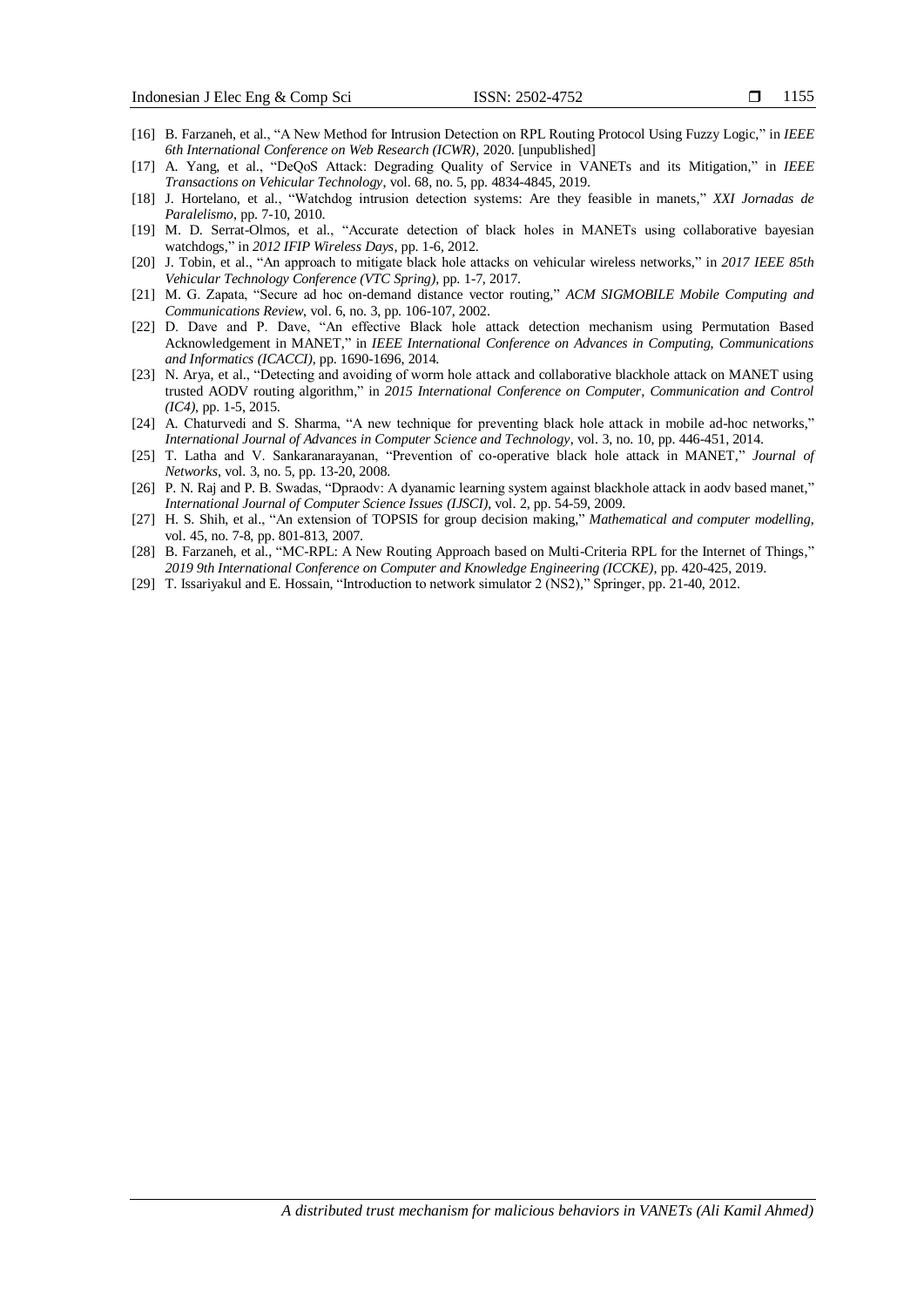[16] B. Farzaneh, et al., "A New Method for Intrusion Detection on RPL Routing Protocol Using Fuzzy Logic," in *IEEE 6th International Conference on Web Research (ICWR)*, 2020. [unpublished]

[17] A. Yang, et al., "DeQoS Attack: Degrading Quality of Service in VANETs and its Mitigation," in *IEEE Transactions on Vehicular Technology*, vol. 68, no. 5, pp. 4834-4845, 2019.

[18] J. Hortelano, et al., "Watchdog intrusion detection systems: Are they feasible in manets," *XXI Jornadas de Paralelismo*, pp. 7-10, 2010.

[19] M. D. Serrat-Olmos, et al., "Accurate detection of black holes in MANETs using collaborative bayesian watchdogs," in *2012 IFIP Wireless Days*, pp. 1-6, 2012.

[20] J. Tobin, et al., "An approach to mitigate black hole attacks on vehicular wireless networks," in *2017 IEEE 85th Vehicular Technology Conference (VTC Spring)*, pp. 1-7, 2017.

[21] M. G. Zapata, "Secure ad hoc on-demand distance vector routing," *ACM SIGMOBILE Mobile Computing and Communications Review*, vol. 6, no. 3, pp. 106-107, 2002.

[22] D. Dave and P. Dave, "An effective Black hole attack detection mechanism using Permutation Based Acknowledgement in MANET," in *IEEE International Conference on Advances in Computing, Communications and Informatics (ICACCI)*, pp. 1690-1696, 2014.

[23] N. Arya, et al., "Detecting and avoiding of worm hole attack and collaborative blackhole attack on MANET using trusted AODV routing algorithm," in *2015 International Conference on Computer, Communication and Control (IC4)*, pp. 1-5, 2015.

[24] A. Chaturvedi and S. Sharma, "A new technique for preventing black hole attack in mobile ad-hoc networks," *International Journal of Advances in Computer Science and Technology*, vol. 3, no. 10, pp. 446-451, 2014.

[25] T. Latha and V. Sankaranarayanan, "Prevention of co-operative black hole attack in MANET," *Journal of Networks*, vol. 3, no. 5, pp. 13-20, 2008.

[26] P. N. Raj and P. B. Swadas, "Dpraodv: A dyanamic learning system against blackhole attack in aodv based manet," *International Journal of Computer Science Issues (IJSCI)*, vol. 2, pp. 54-59, 2009.

[27] H. S. Shih, et al., "An extension of TOPSIS for group decision making," *Mathematical and computer modelling*, vol. 45, no. 7-8, pp. 801-813, 2007.

[28] B. Farzaneh, et al., "MC-RPL: A New Routing Approach based on Multi-Criteria RPL for the Internet of Things," *2019 9th International Conference on Computer and Knowledge Engineering (ICCKE)*, pp. 420-425, 2019.

[29] T. Issariyakul and E. Hossain, "Introduction to network simulator 2 (NS2)," Springer, pp. 21-40, 2012.